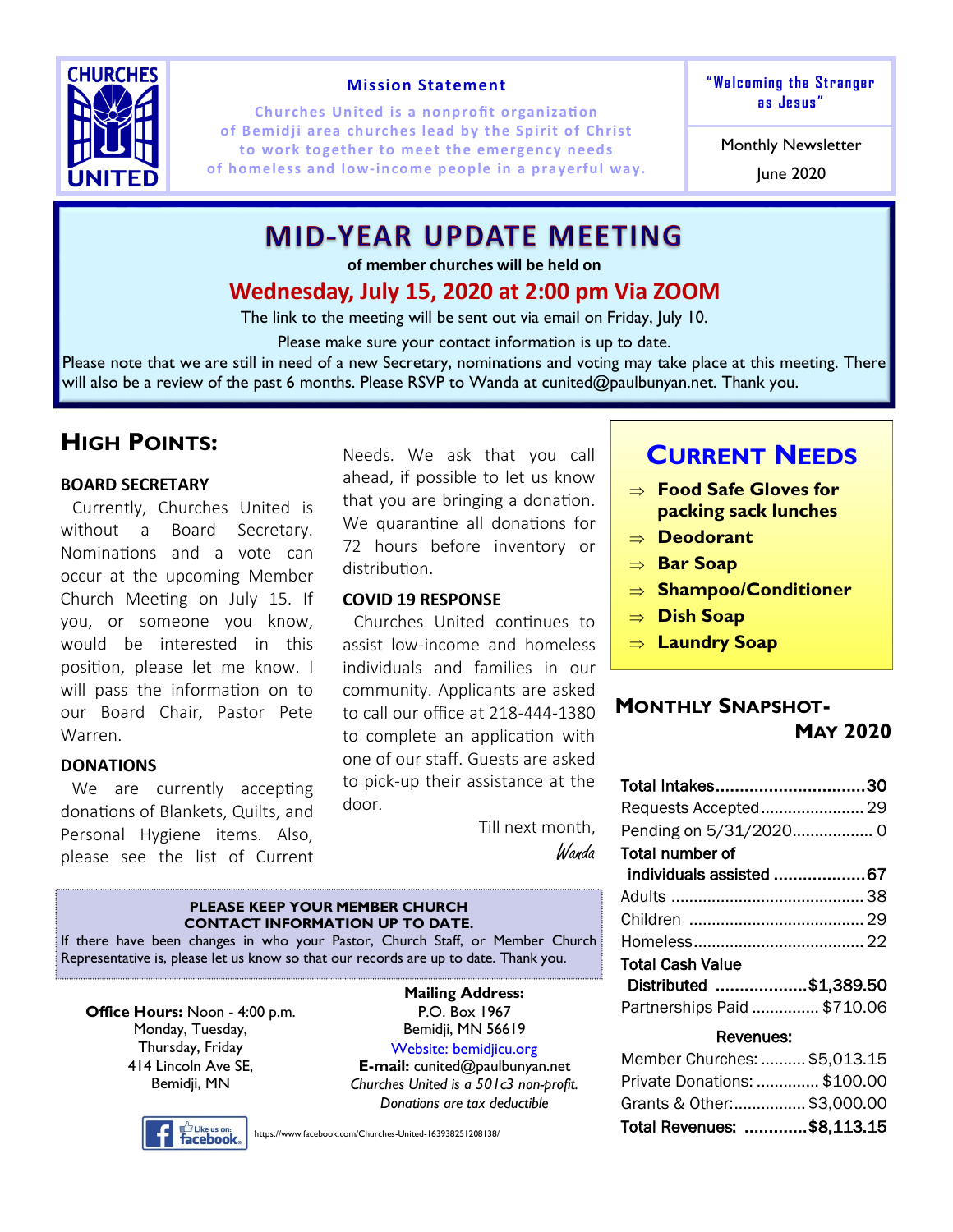CHURCHES UNITED

**Mission Statement**

Churches United is a nonprofit organization of Bemidji area churches lead by the Spirit of Christ to work together to meet the emergency needs of homeless and low-income people in a prayerful way.

**"Welcoming the Stranger as Jesus"**

Monthly Newsletter

June 2020

# MID-YEAR UPDATE MEETING

**of member churches will be held on**

## Wednesday, July 15, 2020 at 2:00 pm Via ZOOM

The link to the meeting will be sent out via email on Friday, July 10.

Please make sure your contact information is up to date.

Please note that we are still in need of a new Secretary, nominations and voting may take place at this meeting. There will also be a review of the past 6 months. Please RSVP to Wanda at cunited@paulbunyan.net. Thank you.

## High Points:

### BOARD SECRETARY

Currently, Churches United is without a Board Secretary. Nominations and a vote can occur at the upcoming Member Church Meeting on July 15. If you, or someone you know, would be interested in this position, please let me know. I will pass the information on to our Board Chair, Pastor Pete Warren.

### DONATIONS

We are currently accepting donations of Blankets, Quilts, and Personal Hygiene items. Also, please see the list of Current Needs. We ask that you call ahead, if possible to let us know that you are bringing a donation. We quarantine all donations for 72 hours before inventory or distribution.

### COVID 19 RESPONSE

Churches United continues to assist low-income and homeless individuals and families in our community. Applicants are asked to call our office at 218-444-1380 to complete an application with one of our staff. Guests are asked to pick-up their assistance at the door.

Till next month,

*Wanda*

## Current Needs

- ⇒ **Food Safe Gloves for packing sack lunches**
- ⇒ **Deodorant**
- ⇒ **Bar Soap**
- ⇒ **Shampoo/Conditioner**
- ⇒ **Dish Soap**
- ⇒ **Laundry Soap**

## Monthly Snapshot- May 2020

| | |
|---|---|
| **Total Intakes** | **30** |
| Requests Accepted | 29 |
| Pending on 5/31/2020 | 0 |
| **Total number of individuals assisted** | **67** |
| Adults | 38 |
| Children | 29 |
| Homeless | 22 |
| **Total Cash Value Distributed** | **$1,389.50** |
| Partnerships Paid | $710.06 |

**Revenues:**

| | |
|---|---|
| Member Churches: | $5,013.15 |
| Private Donations: | $100.00 |
| Grants & Other: | $3,000.00 |
| **Total Revenues:** | **$8,113.15** |

**PLEASE KEEP YOUR MEMBER CHURCH CONTACT INFORMATION UP TO DATE.**

If there have been changes in who your Pastor, Church Staff, or Member Church Representative is, please let us know so that our records are up to date. Thank you.

**Office Hours:** Noon - 4:00 p.m.
Monday, Tuesday,
Thursday, Friday
414 Lincoln Ave SE,
Bemidji, MN

**Mailing Address:**
P.O. Box 1967
Bemidji, MN 56619
Website: bemidjicu.org
**E-mail:** cunited@paulbunyan.net
*Churches United is a 501c3 non-profit.*
*Donations are tax deductible*

Like us on: facebook

https://www.facebook.com/Churches-United-163938251208138/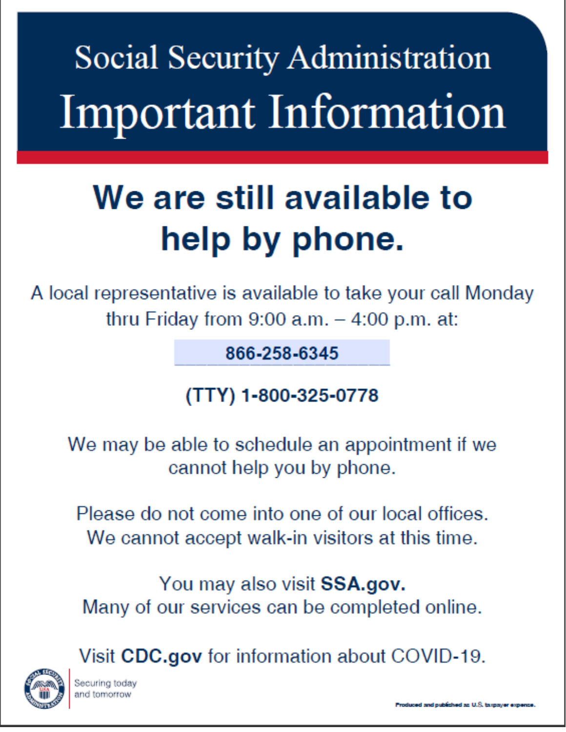# Social Security Administration

# Important Information

## We are still available to help by phone.

A local representative is available to take your call Monday thru Friday from 9:00 a.m. – 4:00 p.m. at:

**866-258-6345**

**(TTY) 1-800-325-0778**

We may be able to schedule an appointment if we cannot help you by phone.

Please do not come into one of our local offices. We cannot accept walk-in visitors at this time.

You may also visit **SSA.gov.**
Many of our services can be completed online.

Visit **CDC.gov** for information about COVID-19.

Securing today and tomorrow

Produced and published at U.S. taxpayer expense.